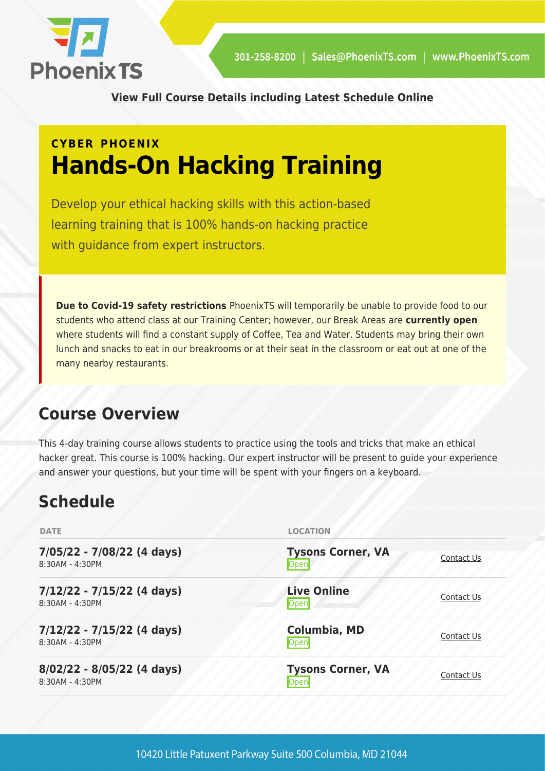**View Full Course Details including Latest Schedule Online**

**CYBER PHOENIX**

# Hands-On Hacking Training

Develop your ethical hacking skills with this action-based learning training that is 100% hands-on hacking practice with guidance from expert instructors.

**Due to Covid-19 safety restrictions** PhoenixTS will temporarily be unable to provide food to our students who attend class at our Training Center; however, our Break Areas are **currently open** where students will find a constant supply of Coffee, Tea and Water. Students may bring their own lunch and snacks to eat in our breakrooms or at their seat in the classroom or eat out at one of the many nearby restaurants.

## Course Overview

This 4-day training course allows students to practice using the tools and tricks that make an ethical hacker great. This course is 100% hacking. Our expert instructor will be present to guide your experience and answer your questions, but your time will be spent with your fingers on a keyboard.

## Schedule

| DATE | LOCATION | |
|---|---|---|
| **7/05/22 - 7/08/22 (4 days)**<br>8:30AM - 4:30PM | **Tysons Corner, VA**<br>Open | Contact Us |
| **7/12/22 - 7/15/22 (4 days)**<br>8:30AM - 4:30PM | **Live Online**<br>Open | Contact Us |
| **7/12/22 - 7/15/22 (4 days)**<br>8:30AM - 4:30PM | **Columbia, MD**<br>Open | Contact Us |
| **8/02/22 - 8/05/22 (4 days)**<br>8:30AM - 4:30PM | **Tysons Corner, VA**<br>Open | Contact Us |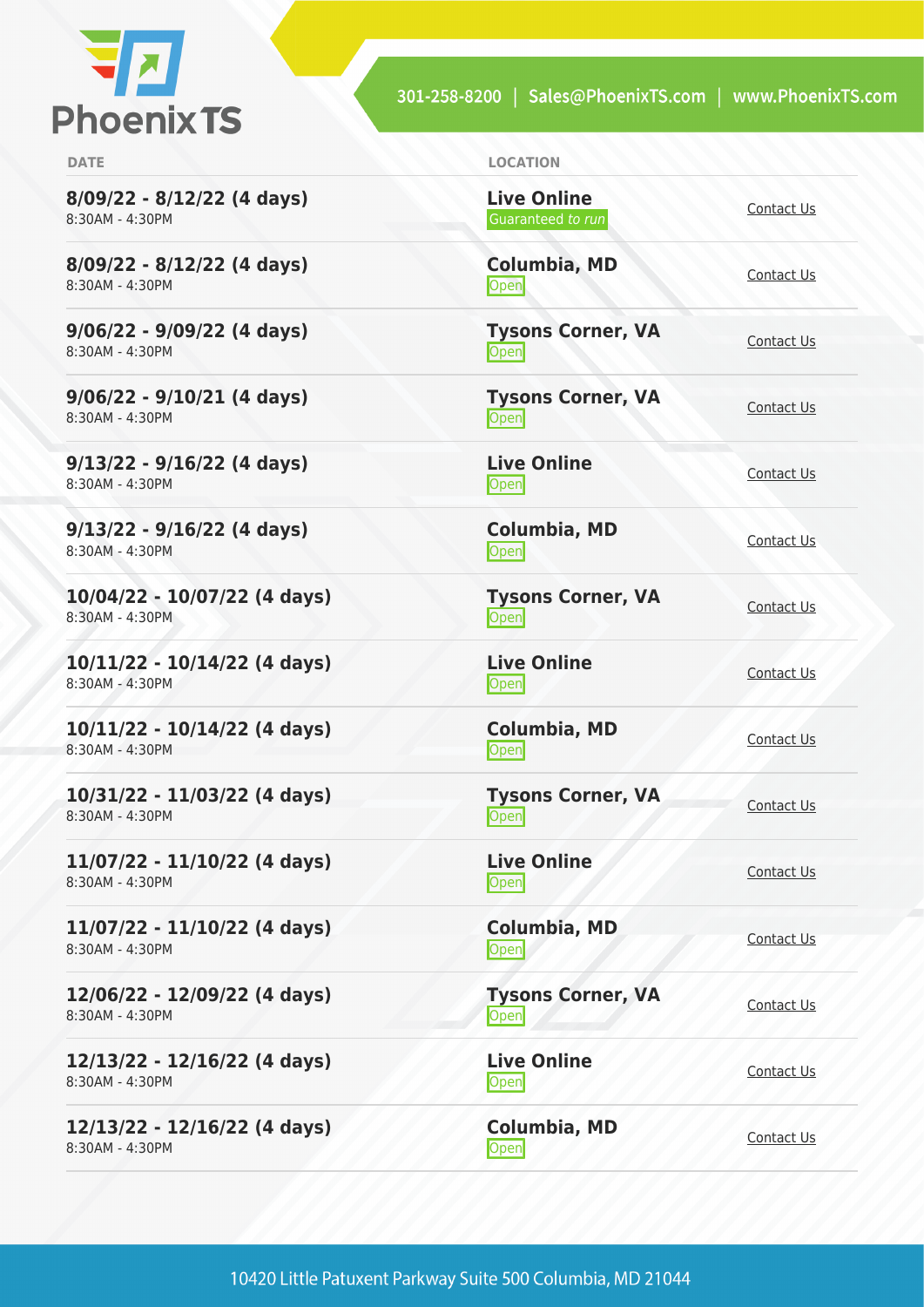| DATE | LOCATION | |
| --- | --- | --- |
| **8/09/22 - 8/12/22 (4 days)**<br>8:30AM - 4:30PM | **Live Online**<br>Guaranteed *to run* | Contact Us |
| **8/09/22 - 8/12/22 (4 days)**<br>8:30AM - 4:30PM | **Columbia, MD**<br>Open | Contact Us |
| **9/06/22 - 9/09/22 (4 days)**<br>8:30AM - 4:30PM | **Tysons Corner, VA**<br>Open | Contact Us |
| **9/06/22 - 9/10/21 (4 days)**<br>8:30AM - 4:30PM | **Tysons Corner, VA**<br>Open | Contact Us |
| **9/13/22 - 9/16/22 (4 days)**<br>8:30AM - 4:30PM | **Live Online**<br>Open | Contact Us |
| **9/13/22 - 9/16/22 (4 days)**<br>8:30AM - 4:30PM | **Columbia, MD**<br>Open | Contact Us |
| **10/04/22 - 10/07/22 (4 days)**<br>8:30AM - 4:30PM | **Tysons Corner, VA**<br>Open | Contact Us |
| **10/11/22 - 10/14/22 (4 days)**<br>8:30AM - 4:30PM | **Live Online**<br>Open | Contact Us |
| **10/11/22 - 10/14/22 (4 days)**<br>8:30AM - 4:30PM | **Columbia, MD**<br>Open | Contact Us |
| **10/31/22 - 11/03/22 (4 days)**<br>8:30AM - 4:30PM | **Tysons Corner, VA**<br>Open | Contact Us |
| **11/07/22 - 11/10/22 (4 days)**<br>8:30AM - 4:30PM | **Live Online**<br>Open | Contact Us |
| **11/07/22 - 11/10/22 (4 days)**<br>8:30AM - 4:30PM | **Columbia, MD**<br>Open | Contact Us |
| **12/06/22 - 12/09/22 (4 days)**<br>8:30AM - 4:30PM | **Tysons Corner, VA**<br>Open | Contact Us |
| **12/13/22 - 12/16/22 (4 days)**<br>8:30AM - 4:30PM | **Live Online**<br>Open | Contact Us |
| **12/13/22 - 12/16/22 (4 days)**<br>8:30AM - 4:30PM | **Columbia, MD**<br>Open | Contact Us |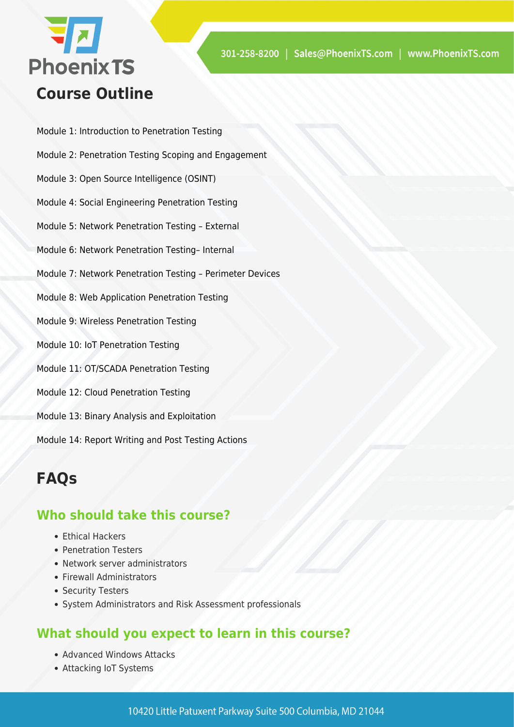## Course Outline

Module 1: Introduction to Penetration Testing

Module 2: Penetration Testing Scoping and Engagement

Module 3: Open Source Intelligence (OSINT)

Module 4: Social Engineering Penetration Testing

Module 5: Network Penetration Testing – External

Module 6: Network Penetration Testing– Internal

Module 7: Network Penetration Testing – Perimeter Devices

Module 8: Web Application Penetration Testing

Module 9: Wireless Penetration Testing

Module 10: IoT Penetration Testing

Module 11: OT/SCADA Penetration Testing

Module 12: Cloud Penetration Testing

Module 13: Binary Analysis and Exploitation

Module 14: Report Writing and Post Testing Actions

## FAQs

### Who should take this course?

- Ethical Hackers
- Penetration Testers
- Network server administrators
- Firewall Administrators
- Security Testers
- System Administrators and Risk Assessment professionals

### What should you expect to learn in this course?

- Advanced Windows Attacks
- Attacking IoT Systems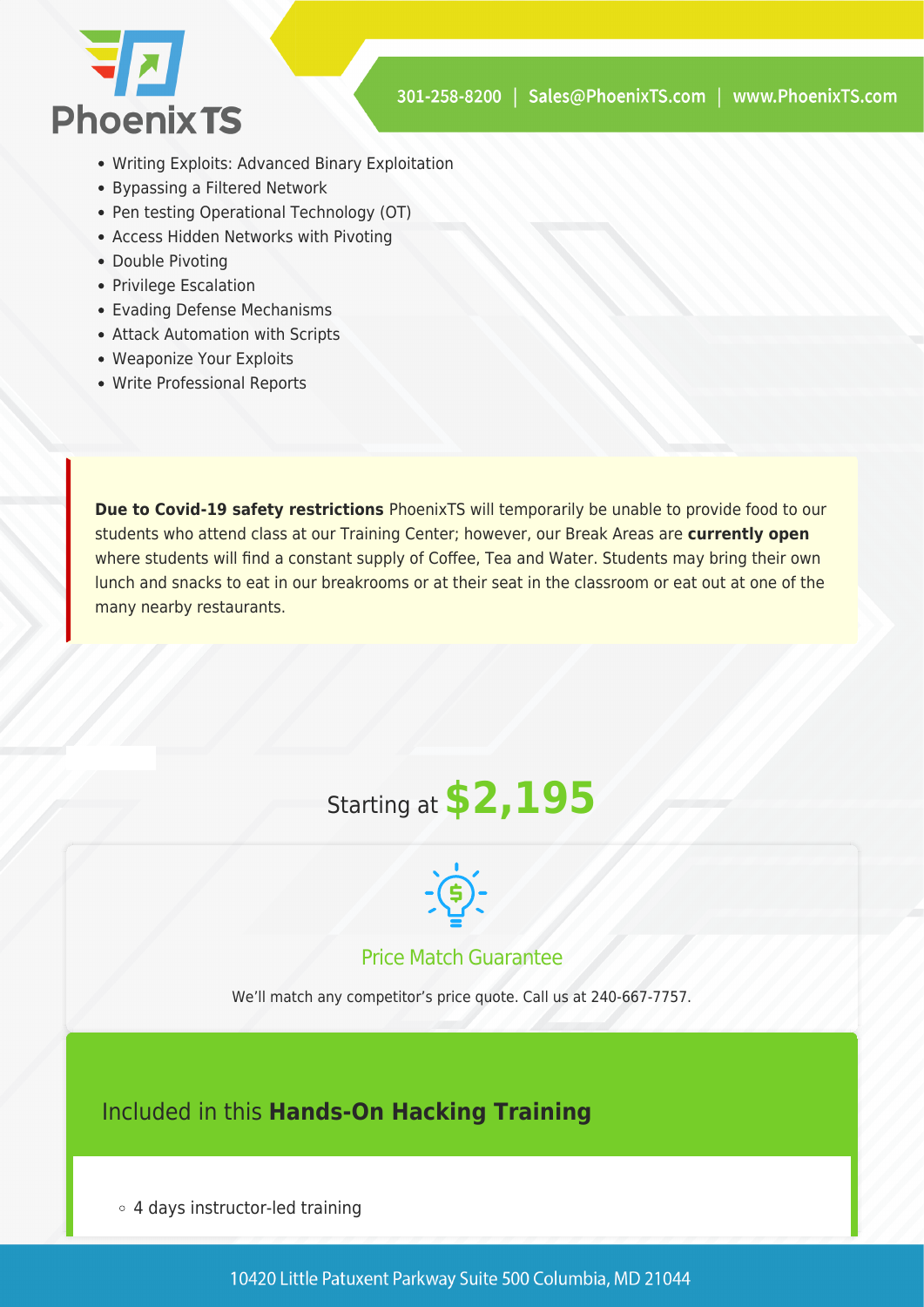- Writing Exploits: Advanced Binary Exploitation
- Bypassing a Filtered Network
- Pen testing Operational Technology (OT)
- Access Hidden Networks with Pivoting
- Double Pivoting
- Privilege Escalation
- Evading Defense Mechanisms
- Attack Automation with Scripts
- Weaponize Your Exploits
- Write Professional Reports

**Due to Covid-19 safety restrictions** PhoenixTS will temporarily be unable to provide food to our students who attend class at our Training Center; however, our Break Areas are **currently open** where students will find a constant supply of Coffee, Tea and Water. Students may bring their own lunch and snacks to eat in our breakrooms or at their seat in the classroom or eat out at one of the many nearby restaurants.

Starting at **$2,195**

### Price Match Guarantee

We'll match any competitor's price quote. Call us at 240-667-7757.

## Included in this **Hands-On Hacking Training**

- 4 days instructor-led training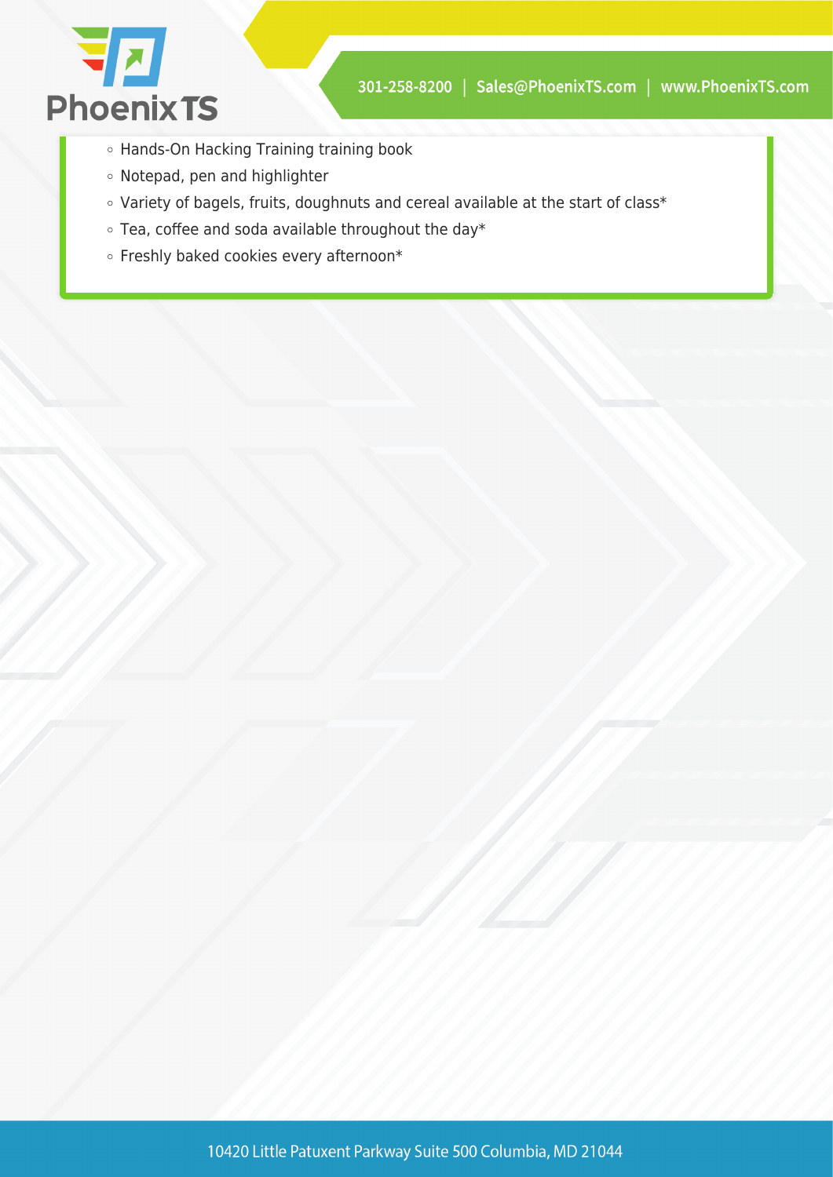- Hands-On Hacking Training training book
- Notepad, pen and highlighter
- Variety of bagels, fruits, doughnuts and cereal available at the start of class*
- Tea, coffee and soda available throughout the day*
- Freshly baked cookies every afternoon*